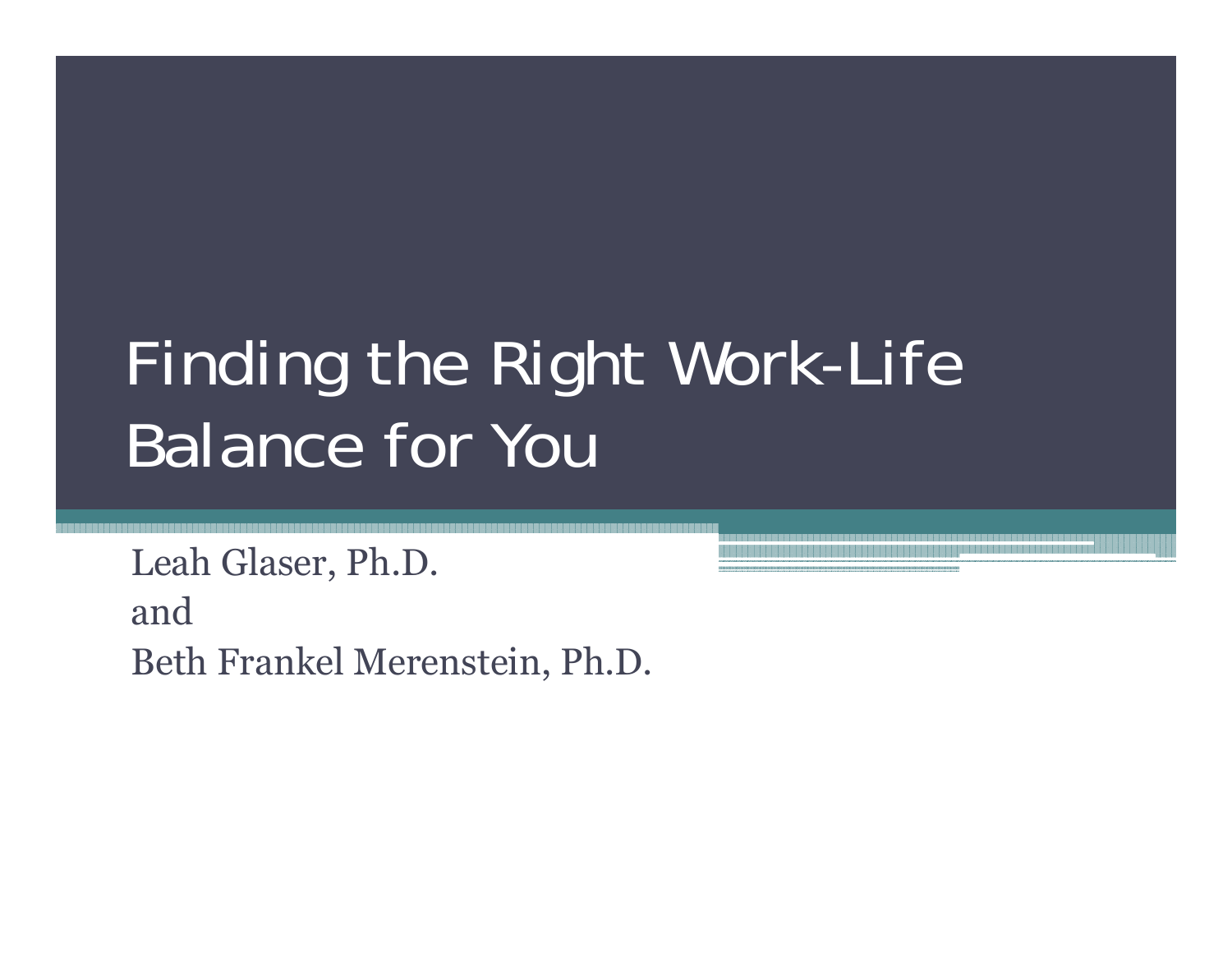# Finding the Right Work-Life Balance for You

Leah Glaser, Ph.D.
and
Beth Frankel Merenstein, Ph.D.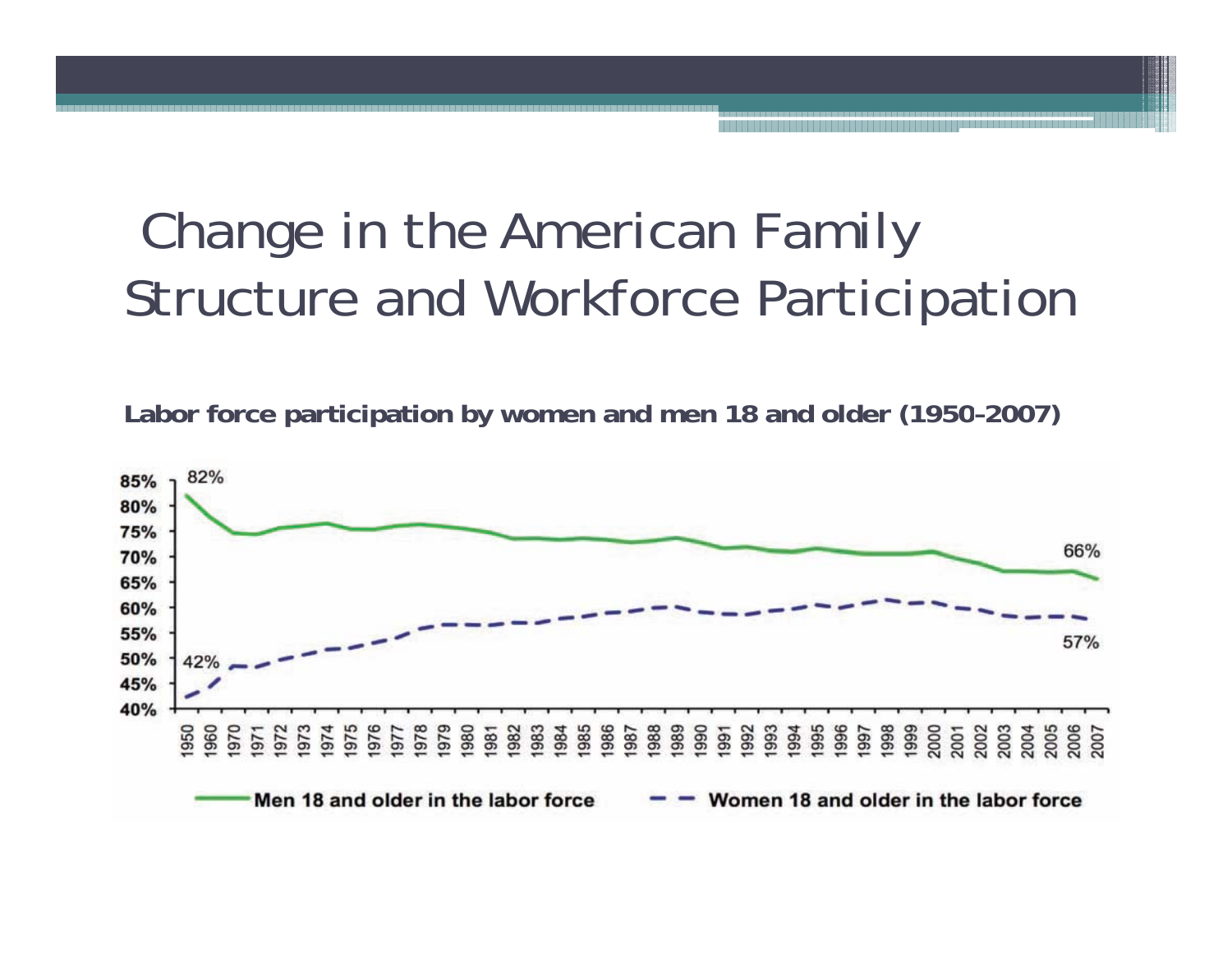# Change in the American Family Structure and Workforce Participation

**Labor force participation by women and men 18 and older (1950-2007)**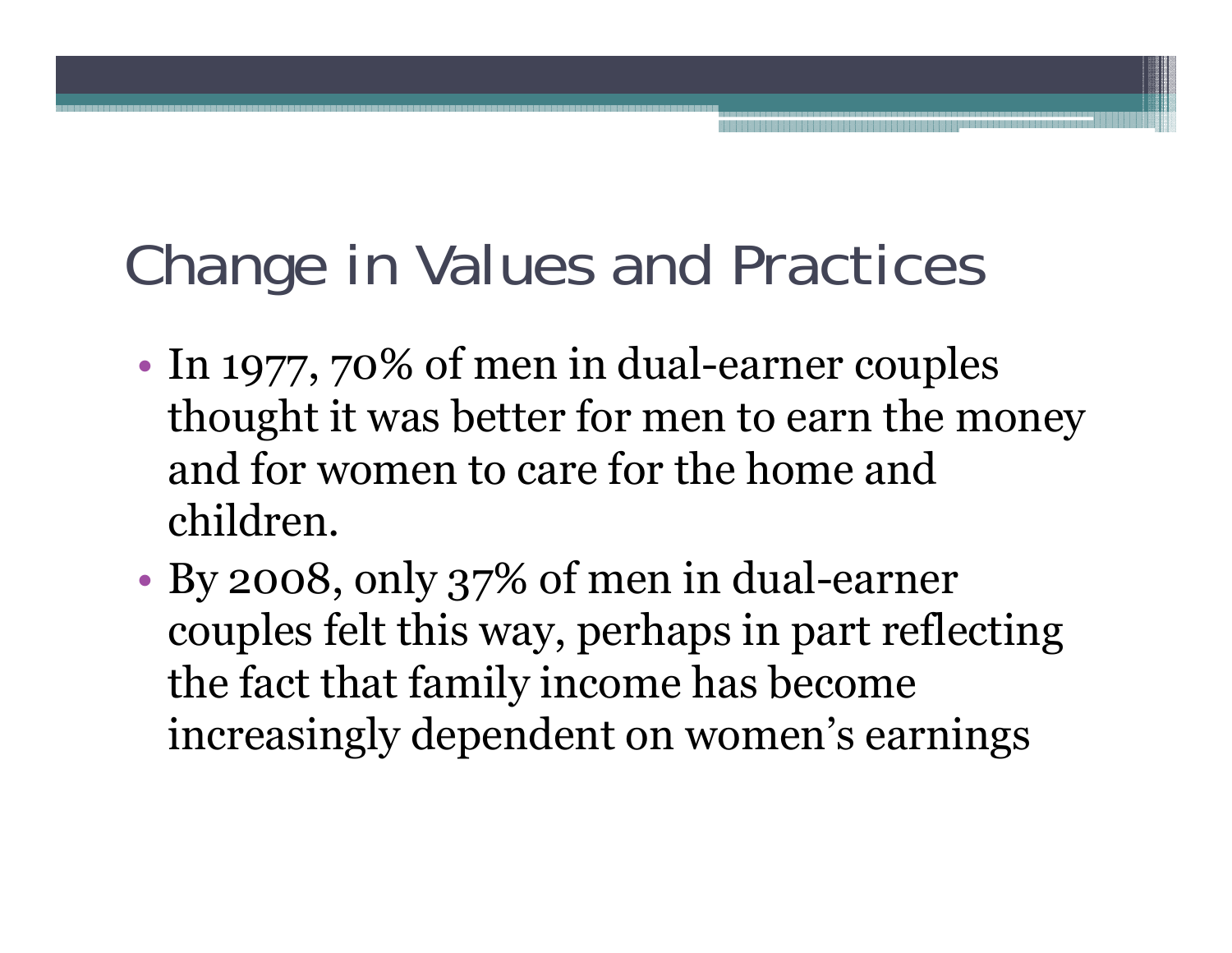# Change in Values and Practices

- In 1977, 70% of men in dual-earner couples thought it was better for men to earn the money and for women to care for the home and children.
- By 2008, only 37% of men in dual-earner couples felt this way, perhaps in part reflecting the fact that family income has become increasingly dependent on women's earnings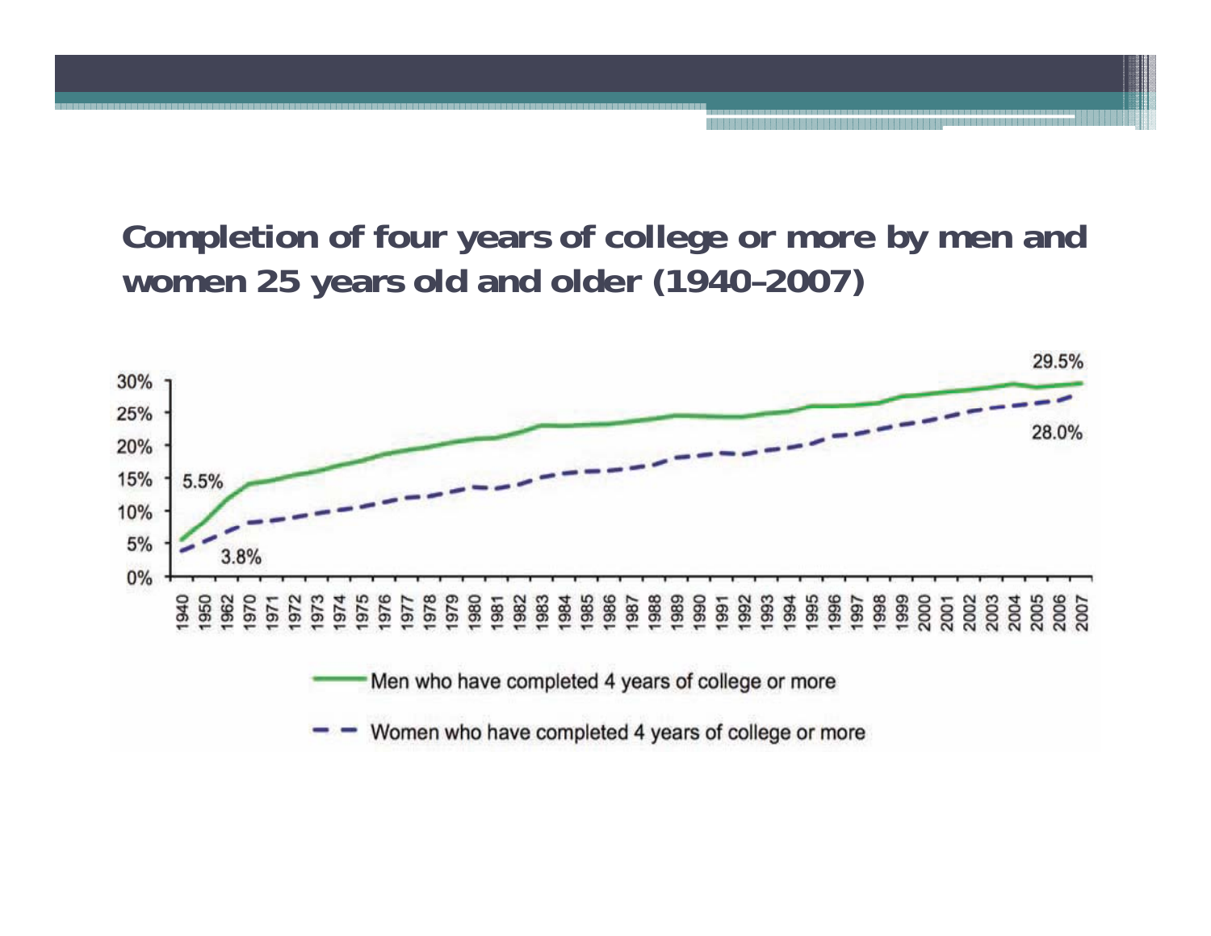## Completion of four years of college or more by men and women 25 years old and older (1940–2007)

30%
25%
20%
15%
10%
5%
0%

5.5%

3.8%

29.5%

28.0%

1940 1950 1962 1970 1971 1972 1973 1974 1975 1976 1977 1978 1979 1980 1981 1982 1983 1984 1985 1986 1987 1988 1989 1990 1991 1992 1993 1994 1995 1996 1997 1998 1999 2000 2001 2002 2003 2004 2005 2006 2007

Men who have completed 4 years of college or more

Women who have completed 4 years of college or more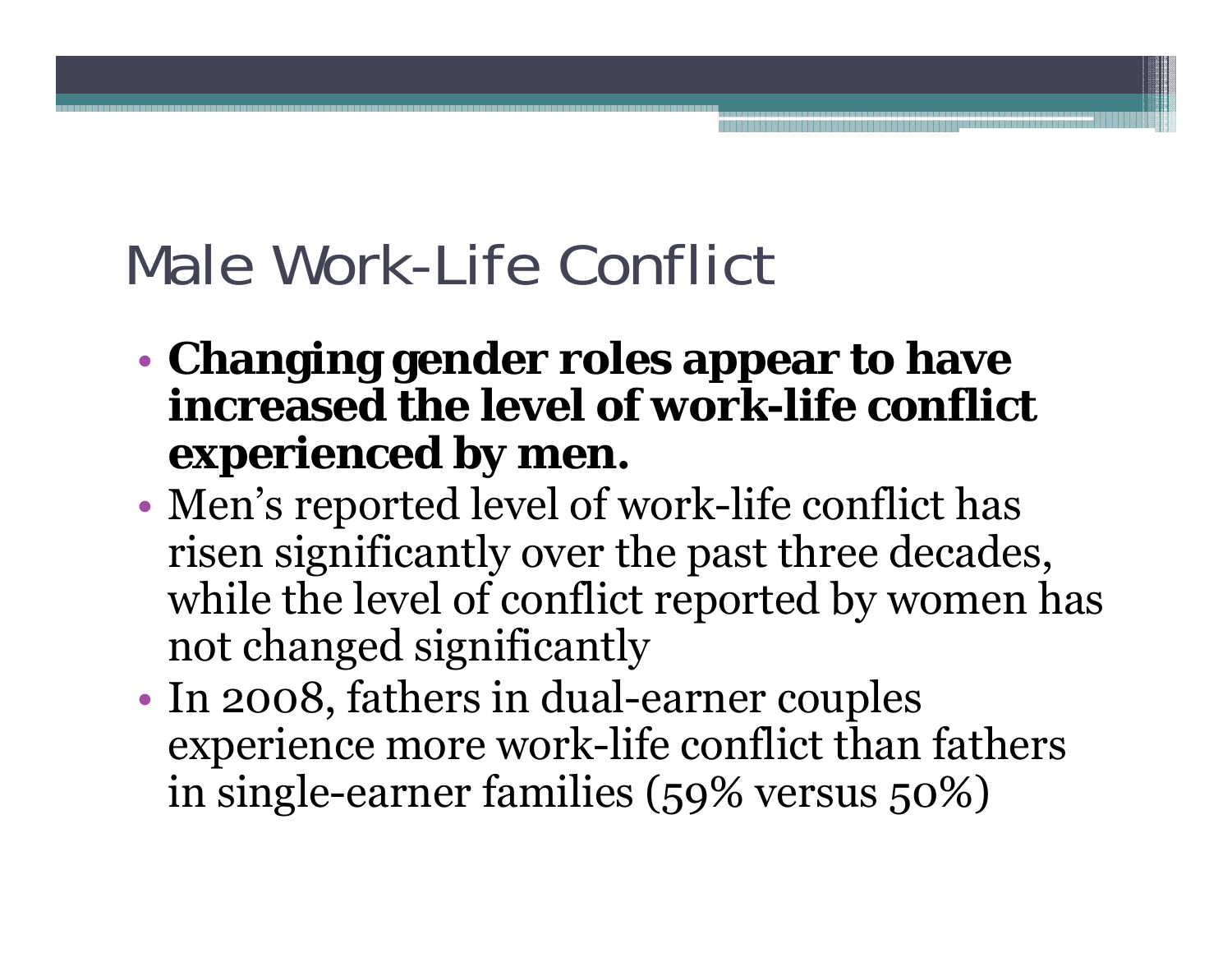# Male Work-Life Conflict

- **Changing gender roles appear to have increased the level of work-life conflict experienced by men.**
- Men's reported level of work-life conflict has risen significantly over the past three decades, while the level of conflict reported by women has not changed significantly
- In 2008, fathers in dual-earner couples experience more work-life conflict than fathers in single-earner families (59% versus 50%)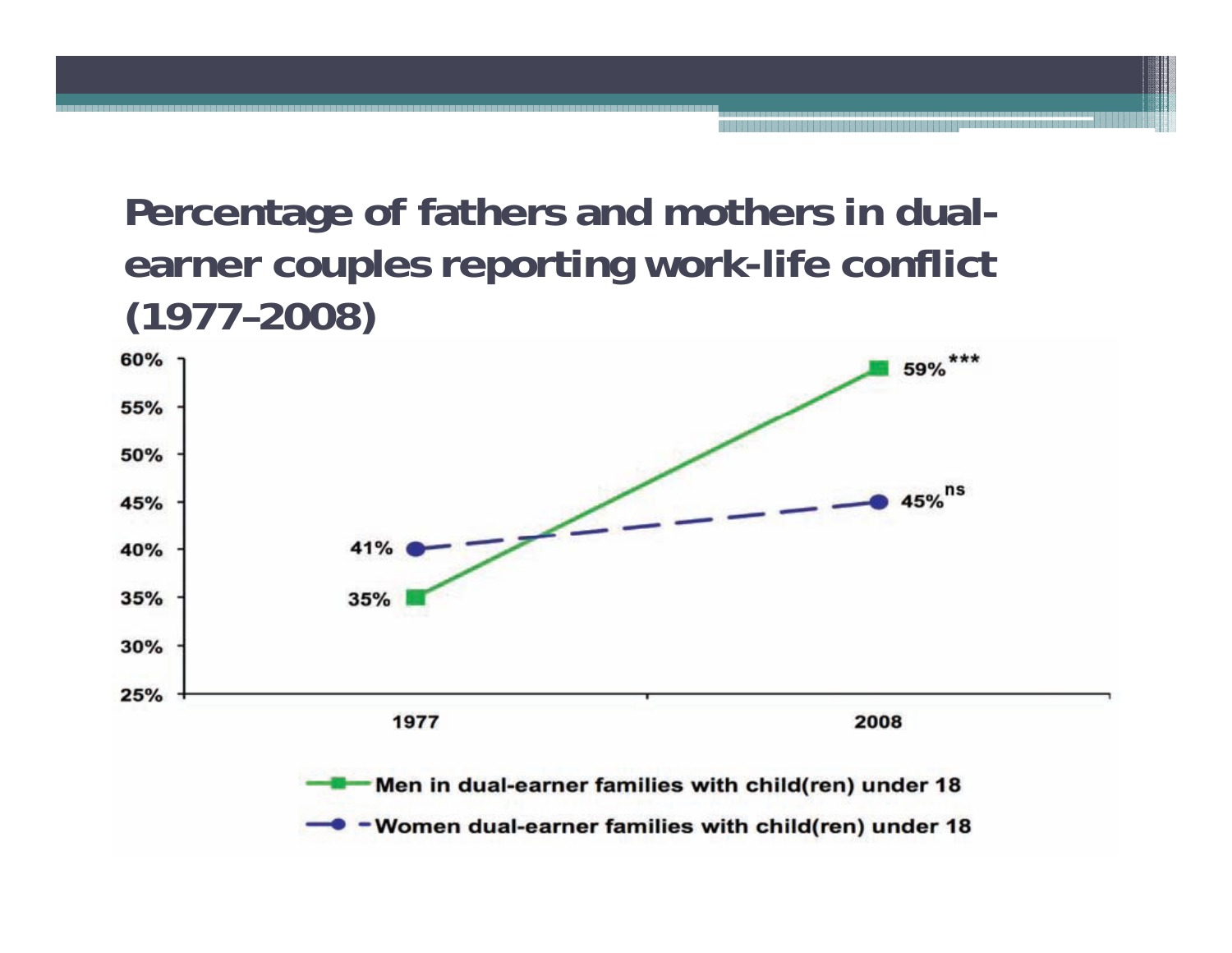## Percentage of fathers and mothers in dual-earner couples reporting work-life conflict (1977–2008)

| | 1977 | 2008 |
|---|---|---|
| Men in dual-earner families with child(ren) under 18 | 35% | 59%*** |
| Women dual-earner families with child(ren) under 18 | 41% | 45%[ns] |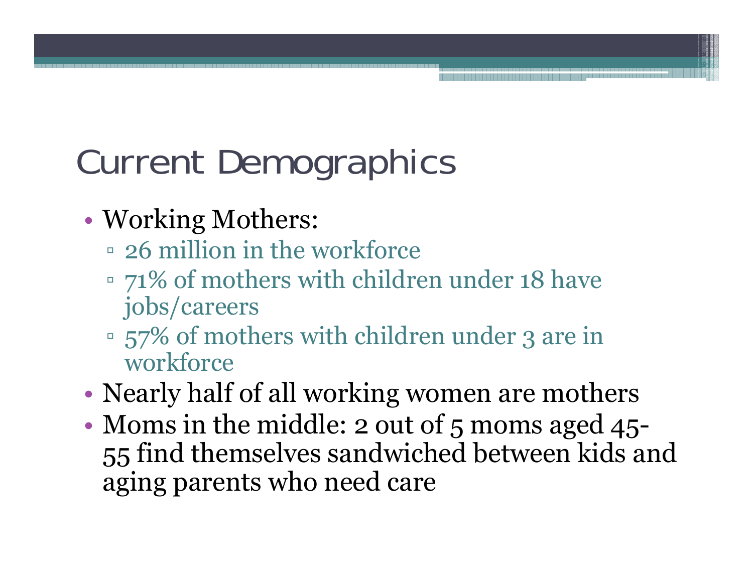# Current Demographics

- Working Mothers:
  - 26 million in the workforce
  - 71% of mothers with children under 18 have jobs/careers
  - 57% of mothers with children under 3 are in workforce
- Nearly half of all working women are mothers
- Moms in the middle: 2 out of 5 moms aged 45-55 find themselves sandwiched between kids and aging parents who need care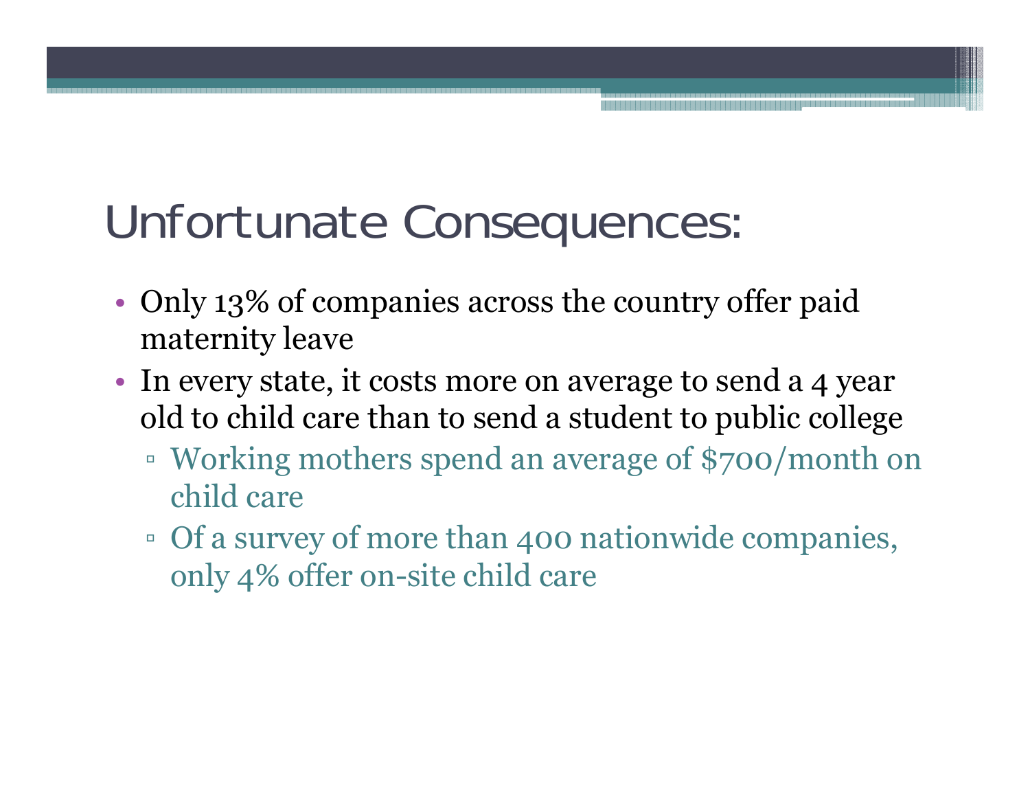# Unfortunate Consequences:

- Only 13% of companies across the country offer paid maternity leave
- In every state, it costs more on average to send a 4 year old to child care than to send a student to public college
  - Working mothers spend an average of $700/month on child care
  - Of a survey of more than 400 nationwide companies, only 4% offer on-site child care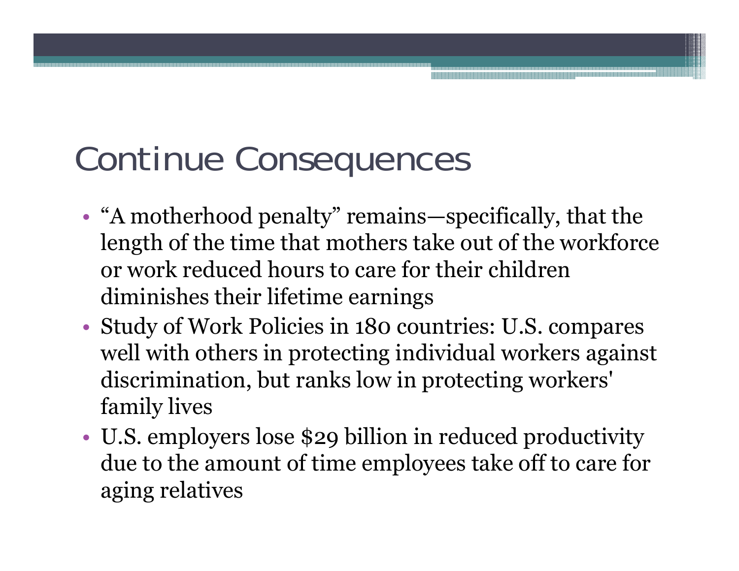# Continue Consequences

- “A motherhood penalty” remains—specifically, that the length of the time that mothers take out of the workforce or work reduced hours to care for their children diminishes their lifetime earnings
- Study of Work Policies in 180 countries: U.S. compares well with others in protecting individual workers against discrimination, but ranks low in protecting workers' family lives
- U.S. employers lose $29 billion in reduced productivity due to the amount of time employees take off to care for aging relatives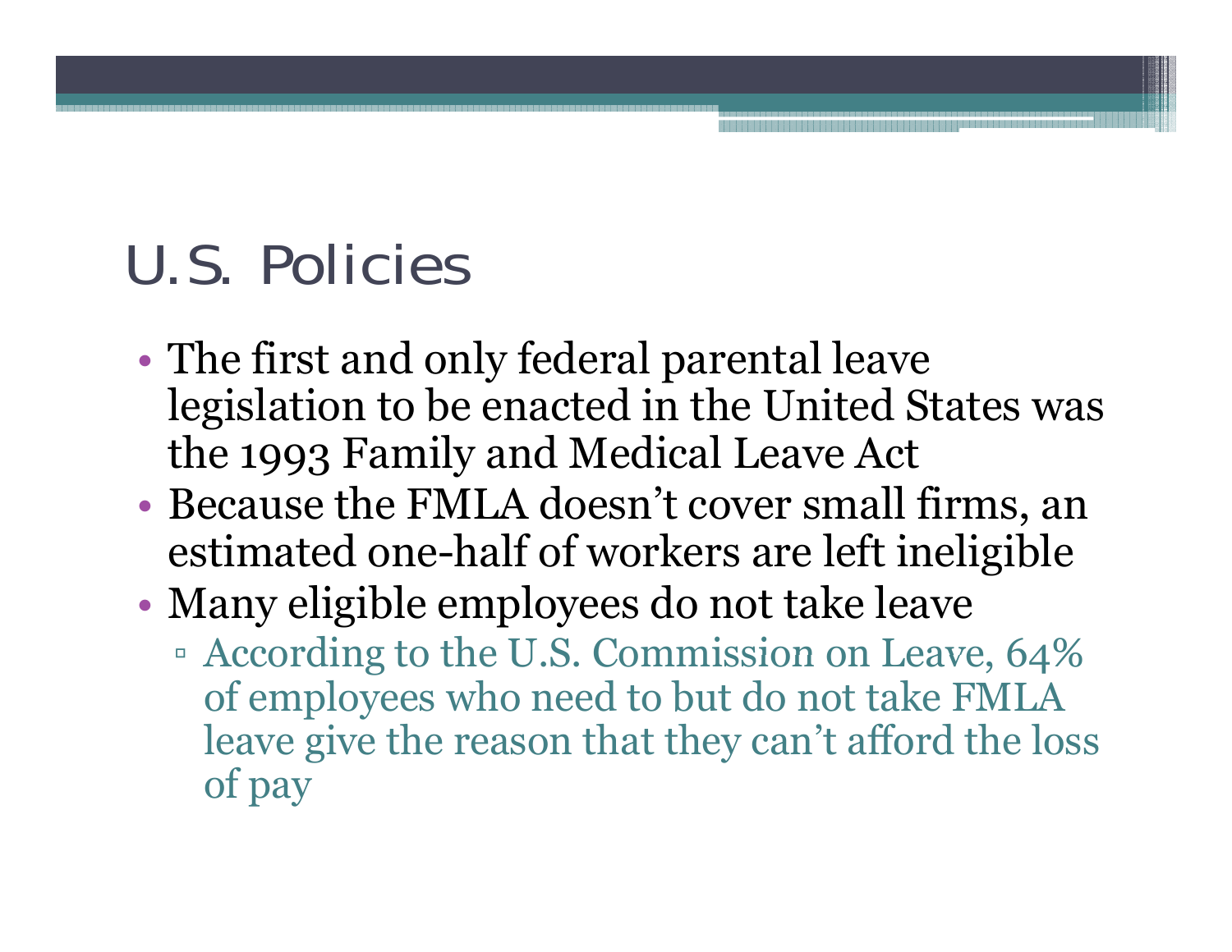# U.S. Policies

- The first and only federal parental leave legislation to be enacted in the United States was the 1993 Family and Medical Leave Act
- Because the FMLA doesn't cover small firms, an estimated one-half of workers are left ineligible
- Many eligible employees do not take leave
  - According to the U.S. Commission on Leave, 64% of employees who need to but do not take FMLA leave give the reason that they can't afford the loss of pay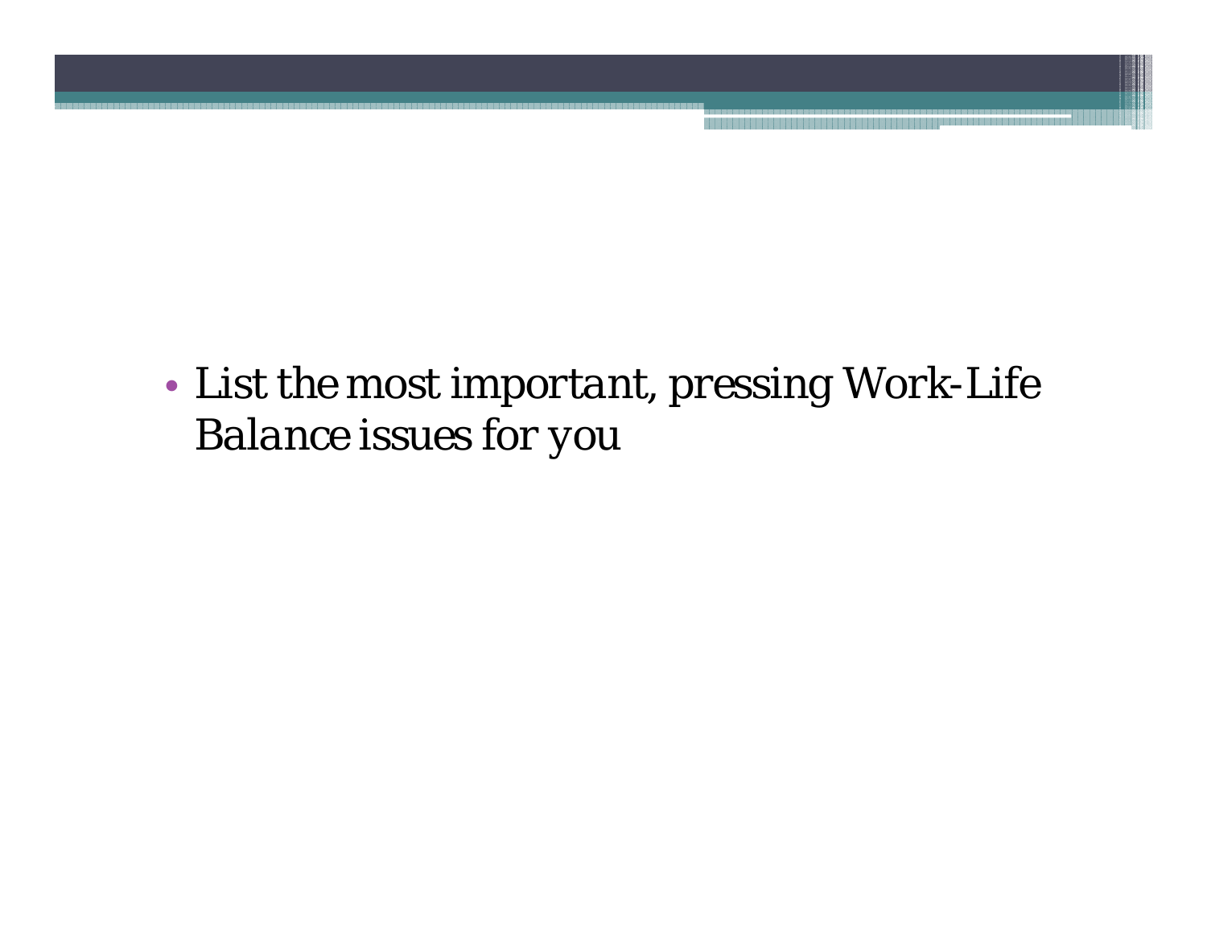- List the most important, pressing Work-Life Balance issues for you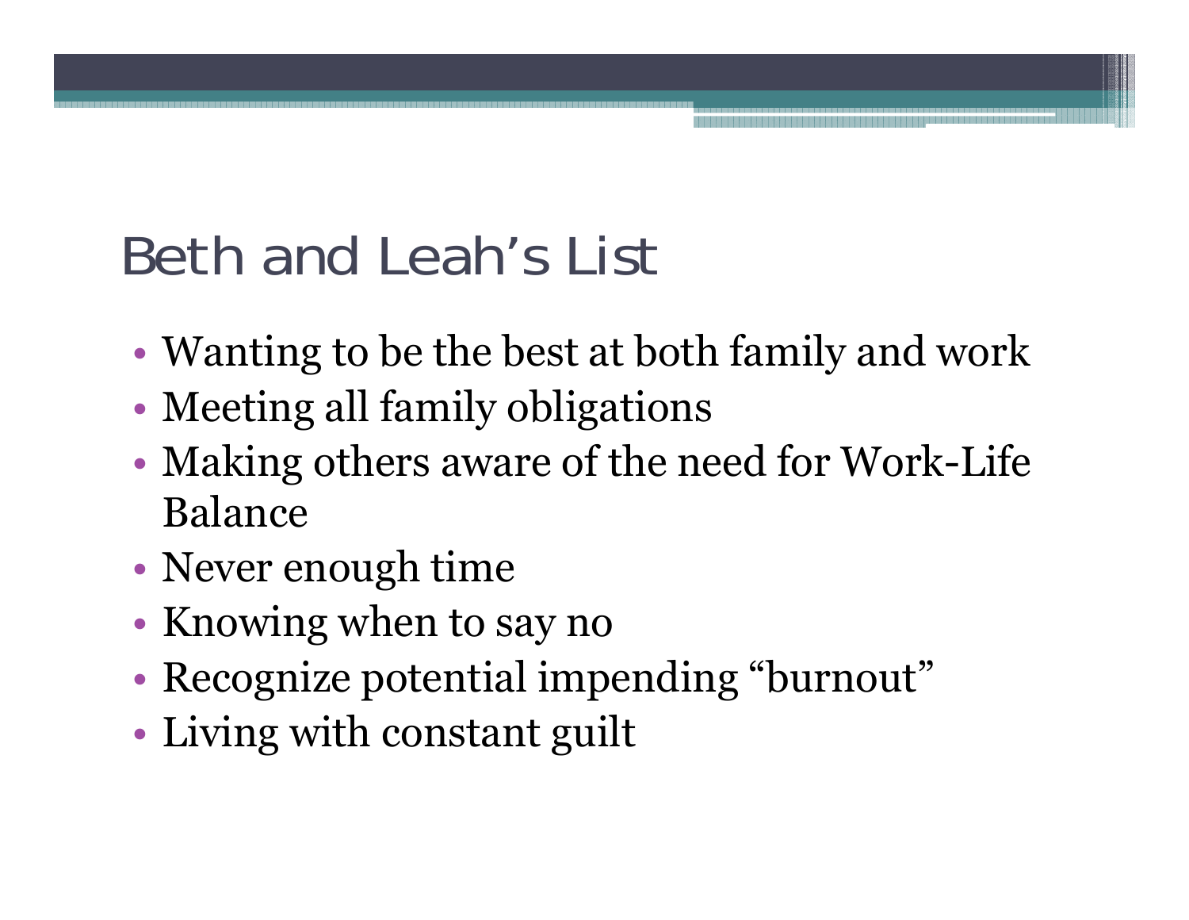# Beth and Leah’s List

- Wanting to be the best at both family and work
- Meeting all family obligations
- Making others aware of the need for Work-Life Balance
- Never enough time
- Knowing when to say no
- Recognize potential impending “burnout”
- Living with constant guilt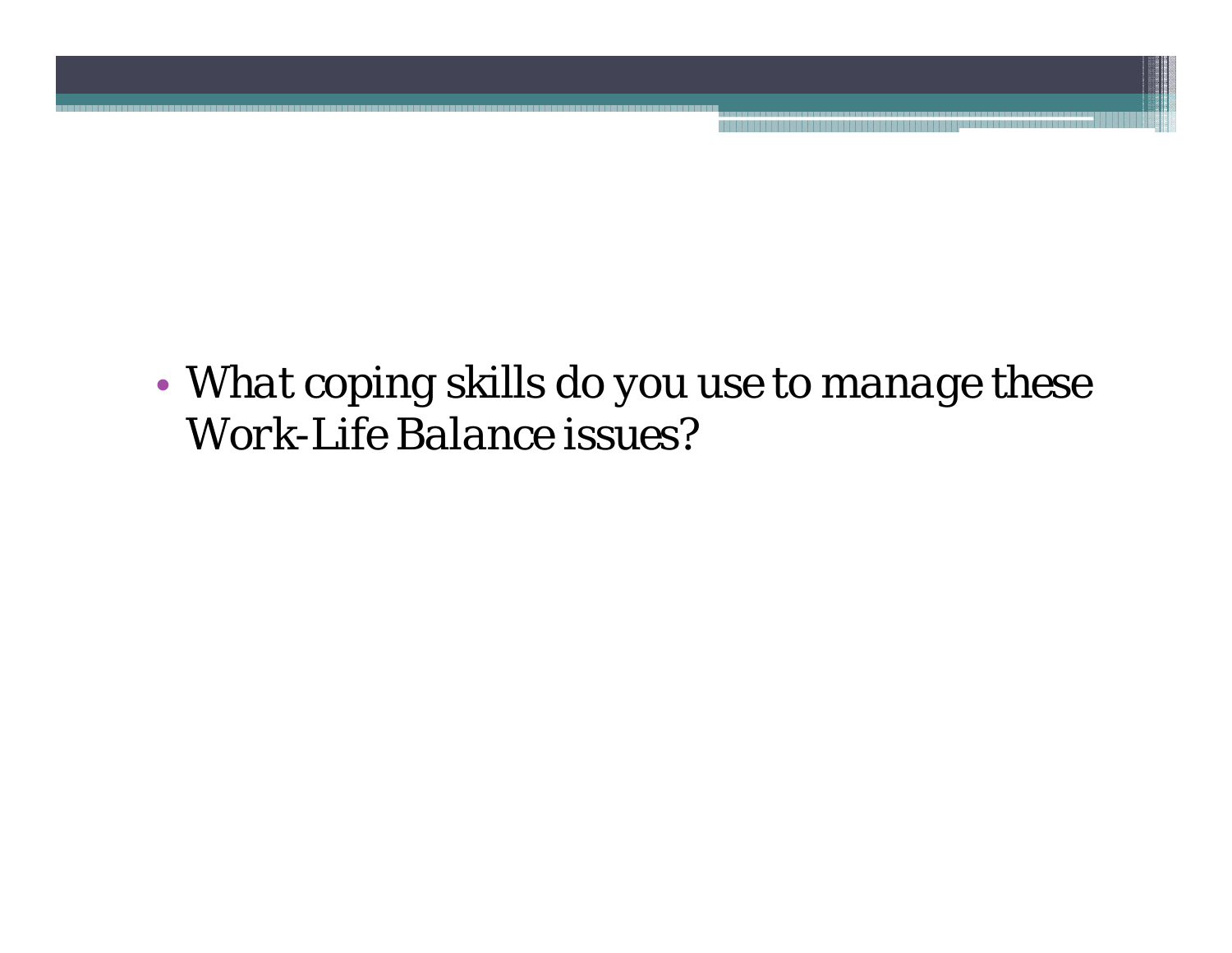- *What coping skills do you use to manage these Work-Life Balance issues?*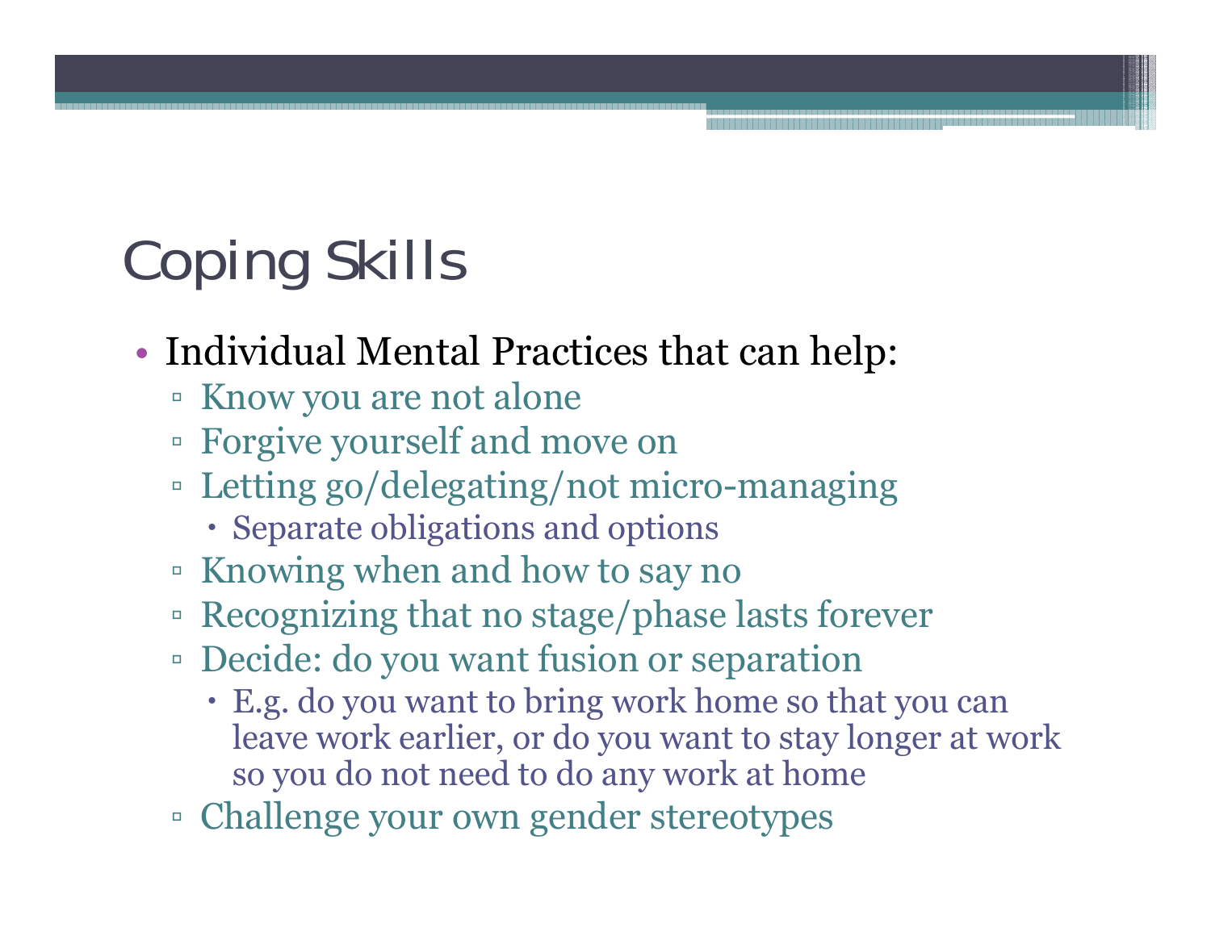# Coping Skills

- Individual Mental Practices that can help:
  - Know you are not alone
  - Forgive yourself and move on
  - Letting go/delegating/not micro-managing
    - Separate obligations and options
  - Knowing when and how to say no
  - Recognizing that no stage/phase lasts forever
  - Decide: do you want fusion or separation
    - E.g. do you want to bring work home so that you can leave work earlier, or do you want to stay longer at work so you do not need to do any work at home
  - Challenge your own gender stereotypes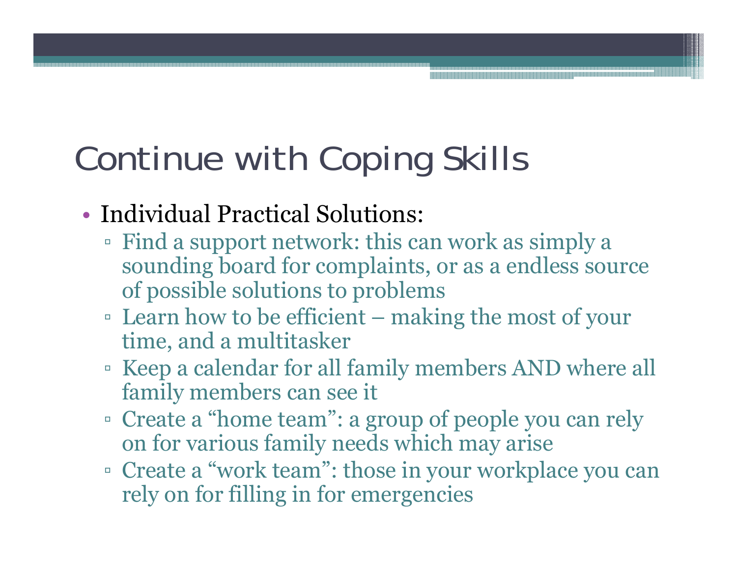# Continue with Coping Skills

- Individual Practical Solutions:
  - Find a support network: this can work as simply a sounding board for complaints, or as a endless source of possible solutions to problems
  - Learn how to be efficient – making the most of your time, and a multitasker
  - Keep a calendar for all family members AND where all family members can see it
  - Create a "home team": a group of people you can rely on for various family needs which may arise
  - Create a "work team": those in your workplace you can rely on for filling in for emergencies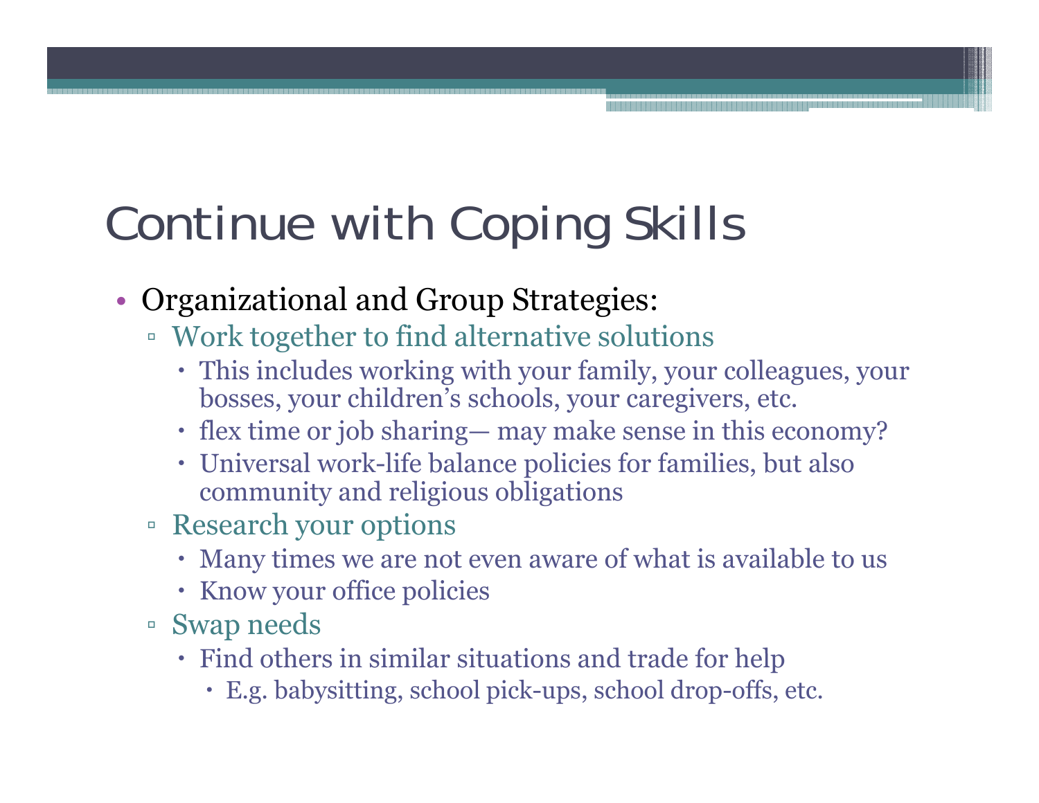# Continue with Coping Skills

- Organizational and Group Strategies:
  - Work together to find alternative solutions
    - This includes working with your family, your colleagues, your bosses, your children's schools, your caregivers, etc.
    - flex time or job sharing— may make sense in this economy?
    - Universal work-life balance policies for families, but also community and religious obligations
  - Research your options
    - Many times we are not even aware of what is available to us
    - Know your office policies
  - Swap needs
    - Find others in similar situations and trade for help
      - E.g. babysitting, school pick-ups, school drop-offs, etc.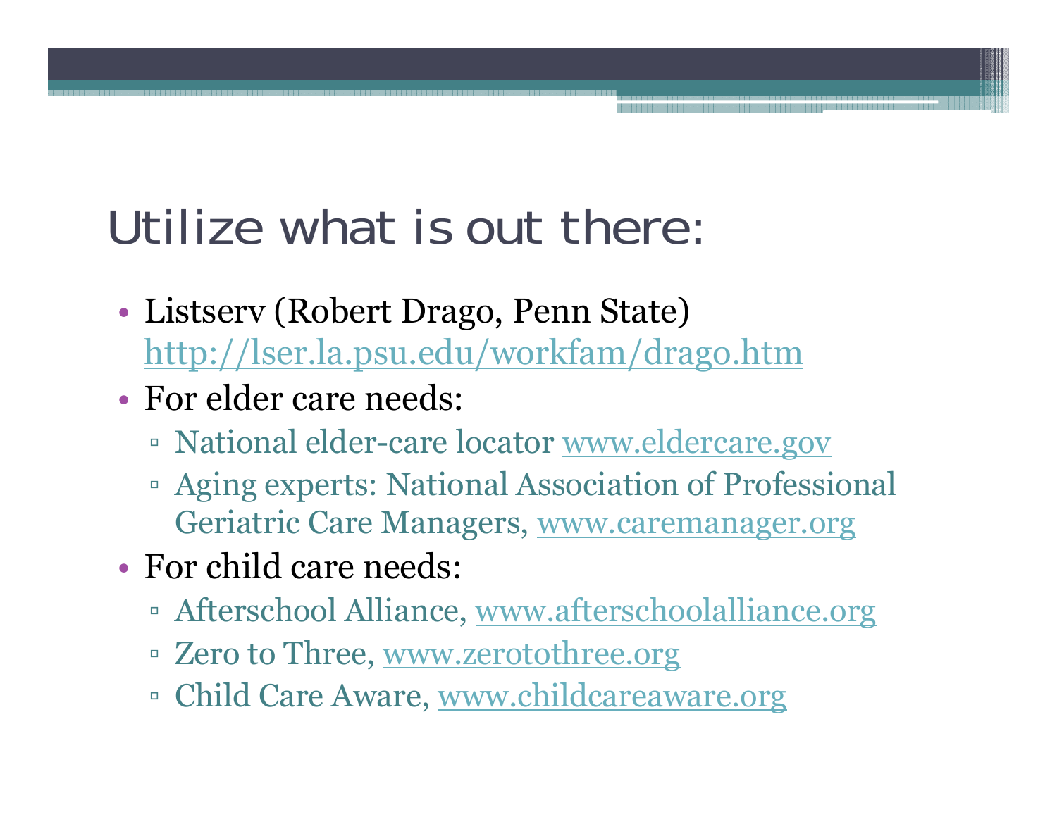# Utilize what is out there:

- Listserv (Robert Drago, Penn State) http://lser.la.psu.edu/workfam/drago.htm
- For elder care needs:
  - National elder-care locator www.eldercare.gov
  - Aging experts: National Association of Professional Geriatric Care Managers, www.caremanager.org
- For child care needs:
  - Afterschool Alliance, www.afterschoolalliance.org
  - Zero to Three, www.zerotothree.org
  - Child Care Aware, www.childcareaware.org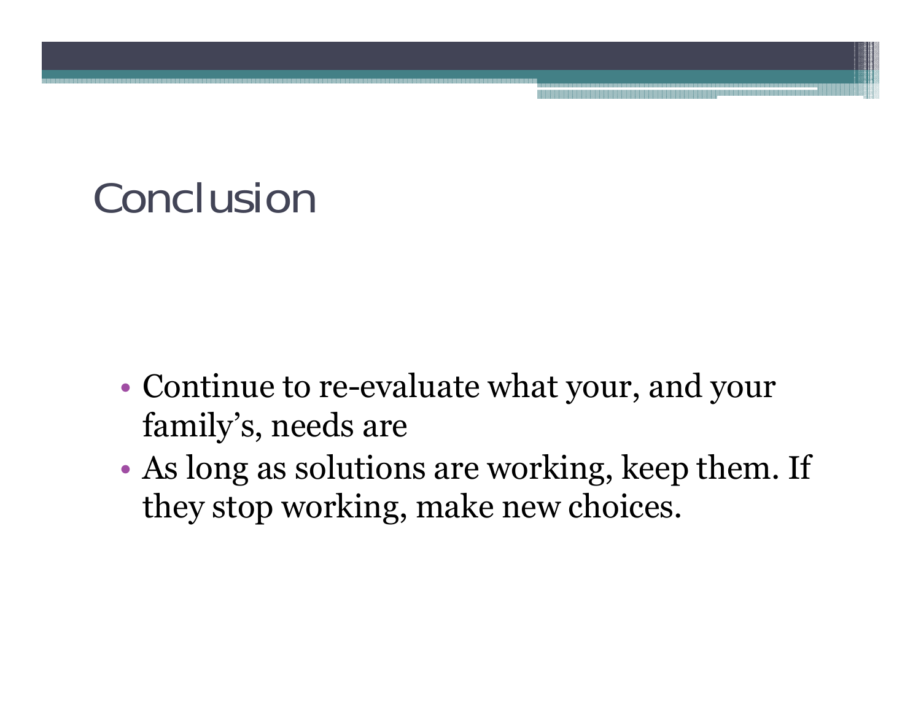# Conclusion

- Continue to re-evaluate what your, and your family's, needs are
- As long as solutions are working, keep them. If they stop working, make new choices.